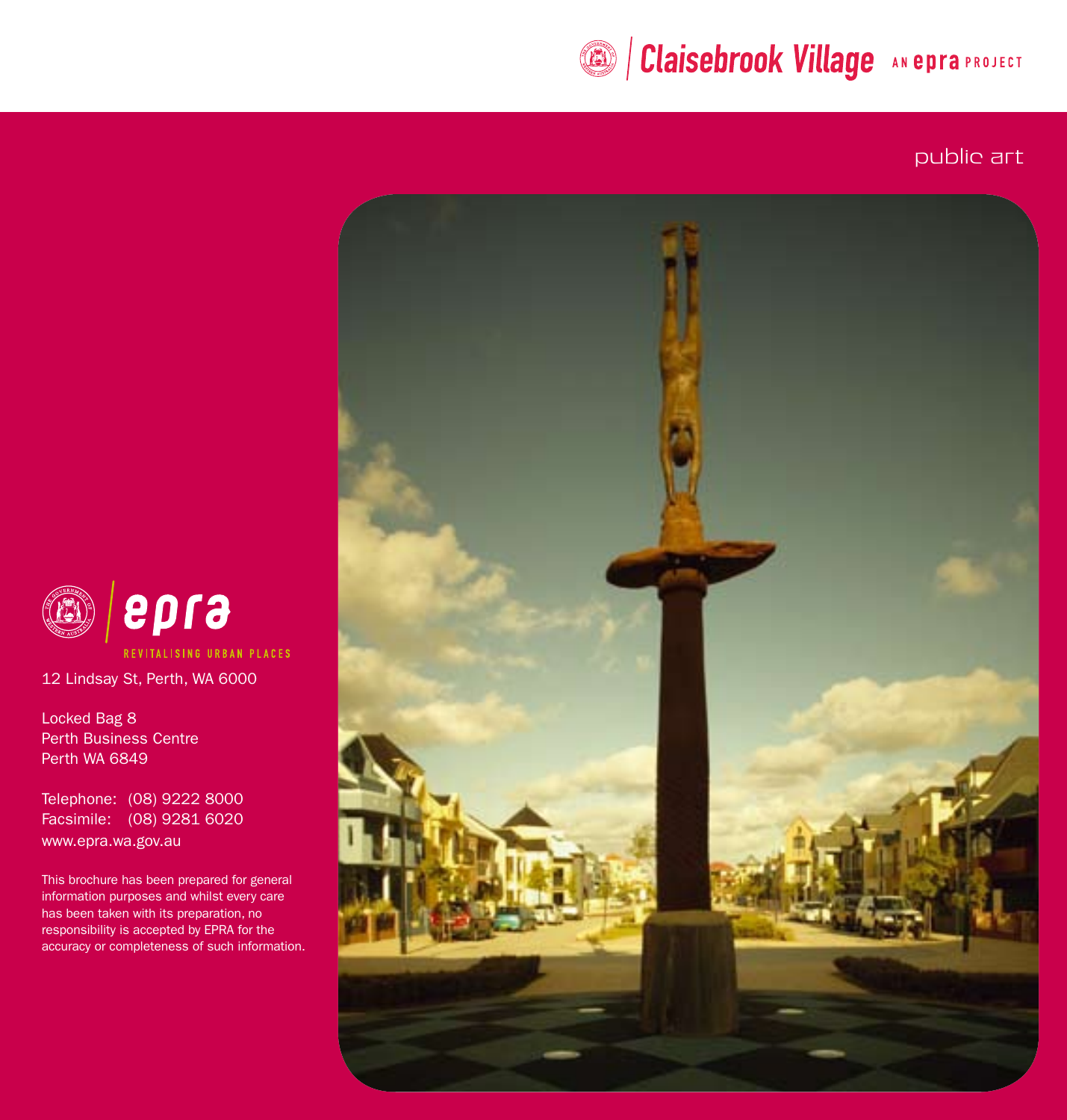# Claisebrook Village

AN epra PROJECT

## public art

epra

REVITALISING URBAN PLACES

12 Lindsay St, Perth, WA 6000

Locked Bag 8
Perth Business Centre
Perth WA 6849

Telephone: (08) 9222 8000
Facsimile: (08) 9281 6020
www.epra.wa.gov.au

This brochure has been prepared for general information purposes and whilst every care has been taken with its preparation, no responsibility is accepted by EPRA for the accuracy or completeness of such information.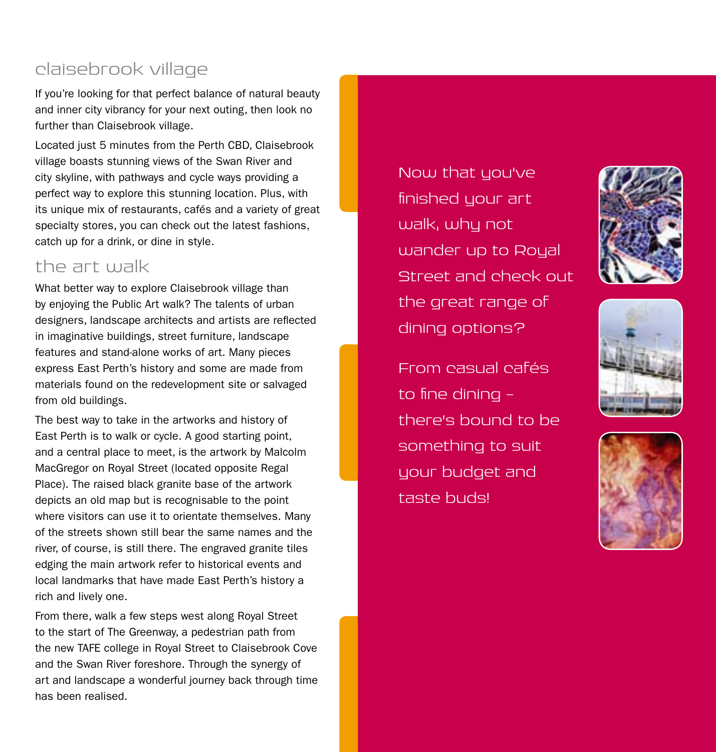## claisebrook village

If you're looking for that perfect balance of natural beauty and inner city vibrancy for your next outing, then look no further than Claisebrook village.

Located just 5 minutes from the Perth CBD, Claisebrook village boasts stunning views of the Swan River and city skyline, with pathways and cycle ways providing a perfect way to explore this stunning location. Plus, with its unique mix of restaurants, cafés and a variety of great specialty stores, you can check out the latest fashions, catch up for a drink, or dine in style.

## the art walk

What better way to explore Claisebrook village than by enjoying the Public Art walk? The talents of urban designers, landscape architects and artists are reflected in imaginative buildings, street furniture, landscape features and stand-alone works of art. Many pieces express East Perth's history and some are made from materials found on the redevelopment site or salvaged from old buildings.

The best way to take in the artworks and history of East Perth is to walk or cycle. A good starting point, and a central place to meet, is the artwork by Malcolm MacGregor on Royal Street (located opposite Regal Place). The raised black granite base of the artwork depicts an old map but is recognisable to the point where visitors can use it to orientate themselves. Many of the streets shown still bear the same names and the river, of course, is still there. The engraved granite tiles edging the main artwork refer to historical events and local landmarks that have made East Perth's history a rich and lively one.

From there, walk a few steps west along Royal Street to the start of The Greenway, a pedestrian path from the new TAFE college in Royal Street to Claisebrook Cove and the Swan River foreshore. Through the synergy of art and landscape a wonderful journey back through time has been realised.

Now that you've finished your art walk, why not wander up to Royal Street and check out the great range of dining options?

From casual cafés to fine dining – there's bound to be something to suit your budget and taste buds!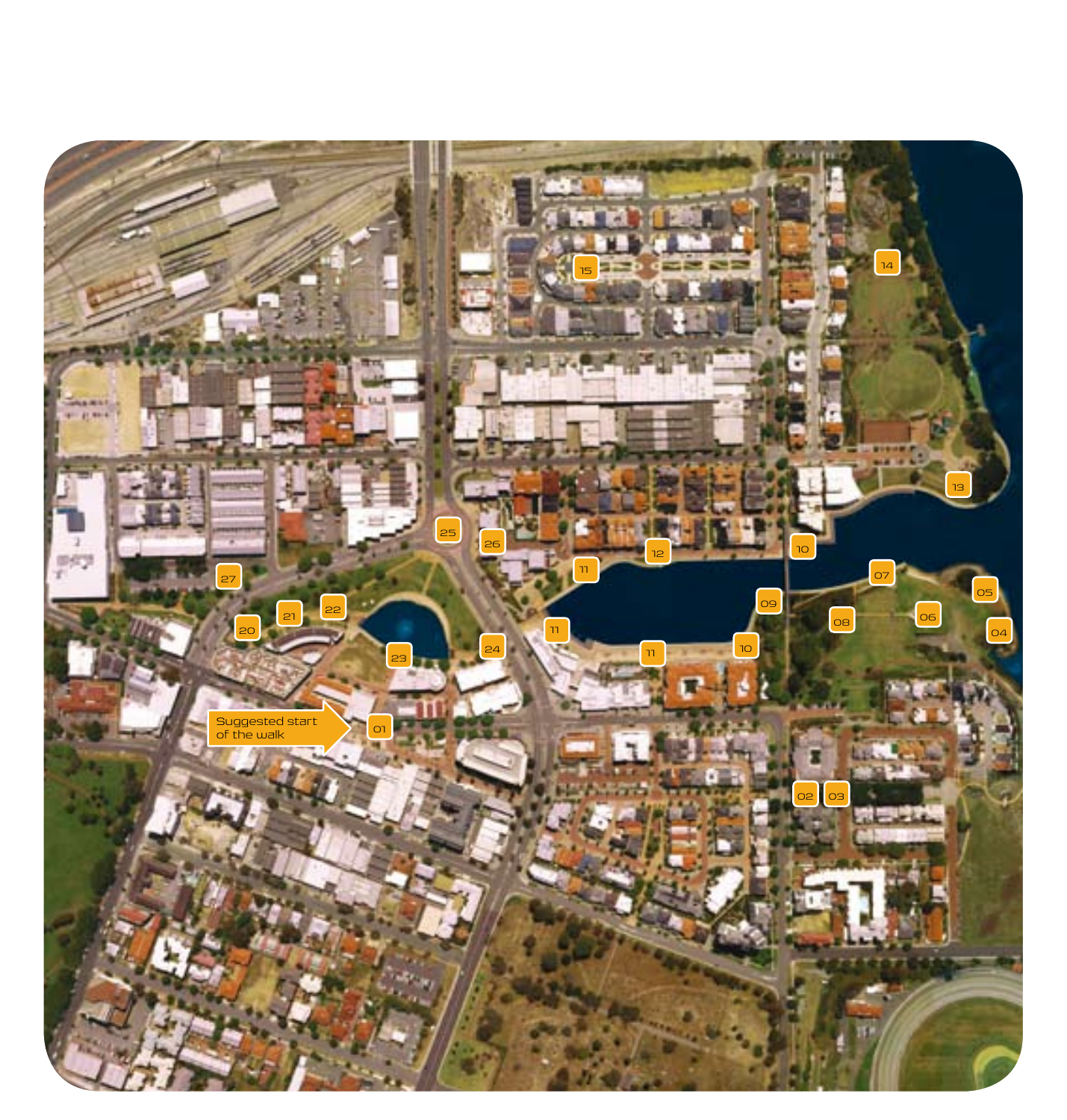Suggested start of the walk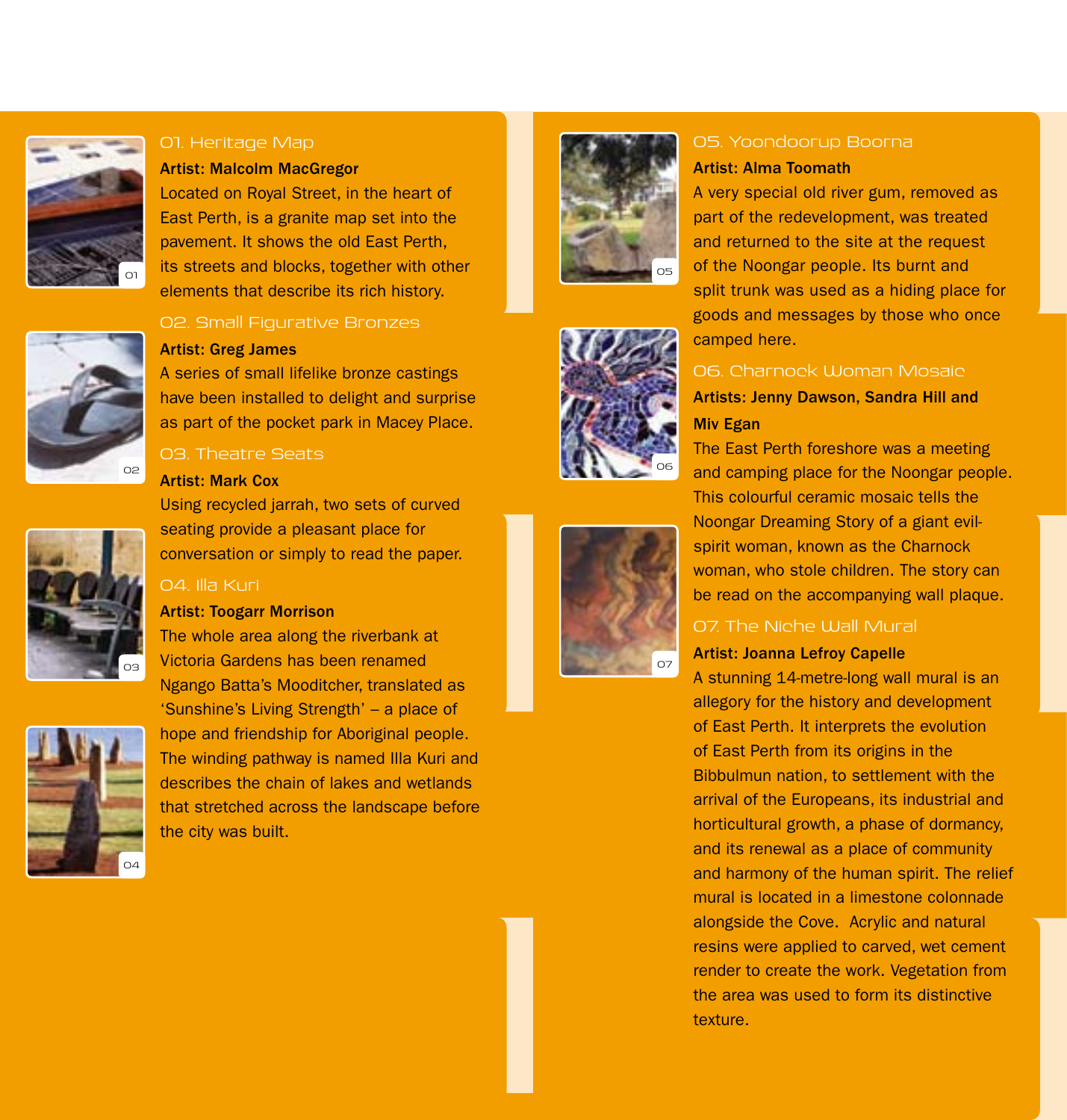## 01. Heritage Map

**Artist: Malcolm MacGregor**

Located on Royal Street, in the heart of East Perth, is a granite map set into the pavement. It shows the old East Perth, its streets and blocks, together with other elements that describe its rich history.

## 02. Small Figurative Bronzes

**Artist: Greg James**

A series of small lifelike bronze castings have been installed to delight and surprise as part of the pocket park in Macey Place.

## 03. Theatre Seats

**Artist: Mark Cox**

Using recycled jarrah, two sets of curved seating provide a pleasant place for conversation or simply to read the paper.

## 04. Illa Kuri

**Artist: Toogarr Morrison**

The whole area along the riverbank at Victoria Gardens has been renamed Ngango Batta's Mooditcher, translated as 'Sunshine's Living Strength' – a place of hope and friendship for Aboriginal people. The winding pathway is named Illa Kuri and describes the chain of lakes and wetlands that stretched across the landscape before the city was built.

## 05. Yoondoorup Boorna

**Artist: Alma Toomath**

A very special old river gum, removed as part of the redevelopment, was treated and returned to the site at the request of the Noongar people. Its burnt and split trunk was used as a hiding place for goods and messages by those who once camped here.

## 06. Charnock Woman Mosaic

**Artists: Jenny Dawson, Sandra Hill and Miv Egan**

The East Perth foreshore was a meeting and camping place for the Noongar people. This colourful ceramic mosaic tells the Noongar Dreaming Story of a giant evil-spirit woman, known as the Charnock woman, who stole children. The story can be read on the accompanying wall plaque.

## 07. The Niche Wall Mural

**Artist: Joanna Lefroy Capelle**

A stunning 14-metre-long wall mural is an allegory for the history and development of East Perth. It interprets the evolution of East Perth from its origins in the Bibbulmun nation, to settlement with the arrival of the Europeans, its industrial and horticultural growth, a phase of dormancy, and its renewal as a place of community and harmony of the human spirit. The relief mural is located in a limestone colonnade alongside the Cove. Acrylic and natural resins were applied to carved, wet cement render to create the work. Vegetation from the area was used to form its distinctive texture.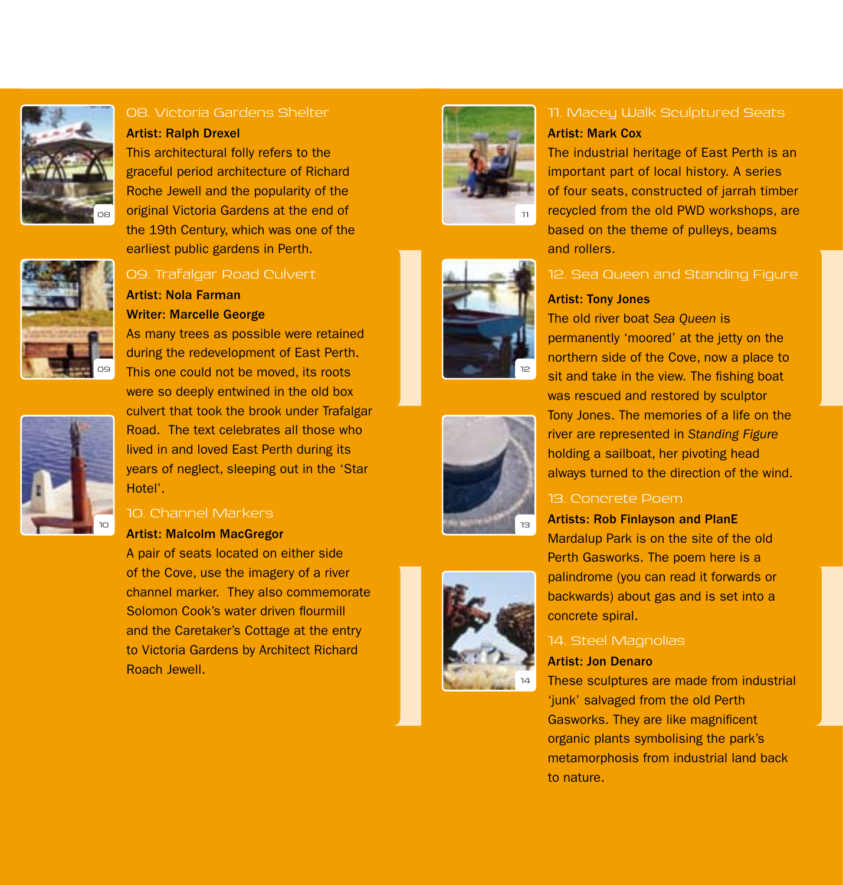## 08. Victoria Gardens Shelter

**Artist: Ralph Drexel**

This architectural folly refers to the graceful period architecture of Richard Roche Jewell and the popularity of the original Victoria Gardens at the end of the 19th Century, which was one of the earliest public gardens in Perth.

## 09. Trafalgar Road Culvert

**Artist: Nola Farman**

**Writer: Marcelle George**

As many trees as possible were retained during the redevelopment of East Perth. This one could not be moved, its roots were so deeply entwined in the old box culvert that took the brook under Trafalgar Road. The text celebrates all those who lived in and loved East Perth during its years of neglect, sleeping out in the 'Star Hotel'.

## 10. Channel Markers

**Artist: Malcolm MacGregor**

A pair of seats located on either side of the Cove, use the imagery of a river channel marker. They also commemorate Solomon Cook's water driven flourmill and the Caretaker's Cottage at the entry to Victoria Gardens by Architect Richard Roach Jewell.

## 11. Macey Walk Sculptured Seats

**Artist: Mark Cox**

The industrial heritage of East Perth is an important part of local history. A series of four seats, constructed of jarrah timber recycled from the old PWD workshops, are based on the theme of pulleys, beams and rollers.

## 12. Sea Queen and Standing Figure

**Artist: Tony Jones**

The old river boat *Sea Queen* is permanently 'moored' at the jetty on the northern side of the Cove, now a place to sit and take in the view. The fishing boat was rescued and restored by sculptor Tony Jones. The memories of a life on the river are represented in *Standing Figure* holding a sailboat, her pivoting head always turned to the direction of the wind.

## 13. Concrete Poem

**Artists: Rob Finlayson and PlanE**

Mardalup Park is on the site of the old Perth Gasworks. The poem here is a palindrome (you can read it forwards or backwards) about gas and is set into a concrete spiral.

## 14. Steel Magnolias

**Artist: Jon Denaro**

These sculptures are made from industrial 'junk' salvaged from the old Perth Gasworks. They are like magnificent organic plants symbolising the park's metamorphosis from industrial land back to nature.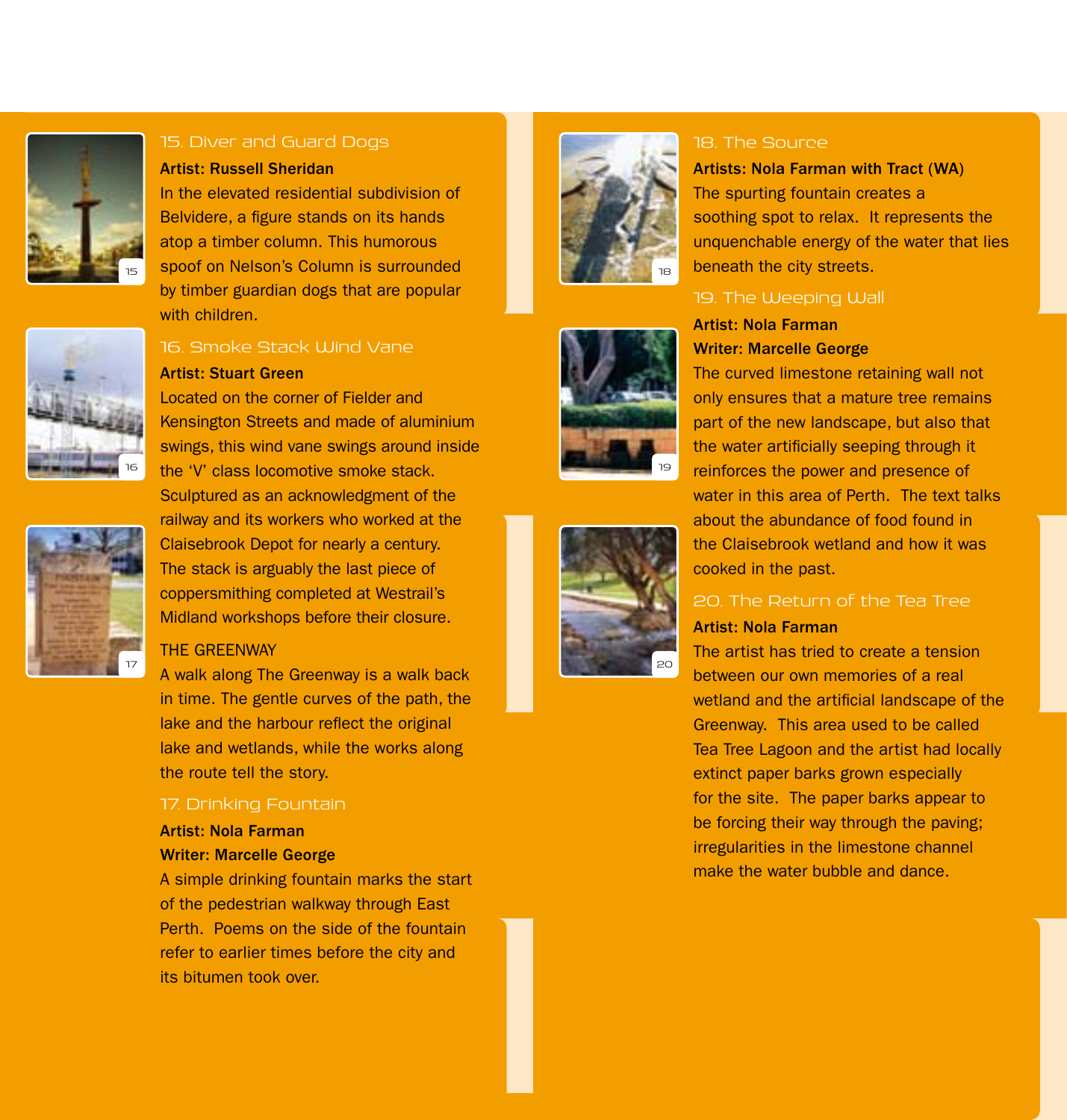### 15. Diver and Guard Dogs

**Artist: Russell Sheridan**

In the elevated residential subdivision of Belvidere, a figure stands on its hands atop a timber column. This humorous spoof on Nelson's Column is surrounded by timber guardian dogs that are popular with children.

### 16. Smoke Stack Wind Vane

**Artist: Stuart Green**

Located on the corner of Fielder and Kensington Streets and made of aluminium swings, this wind vane swings around inside the 'V' class locomotive smoke stack. Sculptured as an acknowledgment of the railway and its workers who worked at the Claisebrook Depot for nearly a century. The stack is arguably the last piece of coppersmithing completed at Westrail's Midland workshops before their closure.

## THE GREENWAY

A walk along The Greenway is a walk back in time. The gentle curves of the path, the lake and the harbour reflect the original lake and wetlands, while the works along the route tell the story.

### 17. Drinking Fountain

**Artist: Nola Farman**
**Writer: Marcelle George**

A simple drinking fountain marks the start of the pedestrian walkway through East Perth. Poems on the side of the fountain refer to earlier times before the city and its bitumen took over.

### 18. The Source

**Artists: Nola Farman with Tract (WA)**

The spurting fountain creates a soothing spot to relax. It represents the unquenchable energy of the water that lies beneath the city streets.

### 19. The Weeping Wall

**Artist: Nola Farman**
**Writer: Marcelle George**

The curved limestone retaining wall not only ensures that a mature tree remains part of the new landscape, but also that the water artificially seeping through it reinforces the power and presence of water in this area of Perth. The text talks about the abundance of food found in the Claisebrook wetland and how it was cooked in the past.

### 20. The Return of the Tea Tree

**Artist: Nola Farman**

The artist has tried to create a tension between our own memories of a real wetland and the artificial landscape of the Greenway. This area used to be called Tea Tree Lagoon and the artist had locally extinct paper barks grown especially for the site. The paper barks appear to be forcing their way through the paving; irregularities in the limestone channel make the water bubble and dance.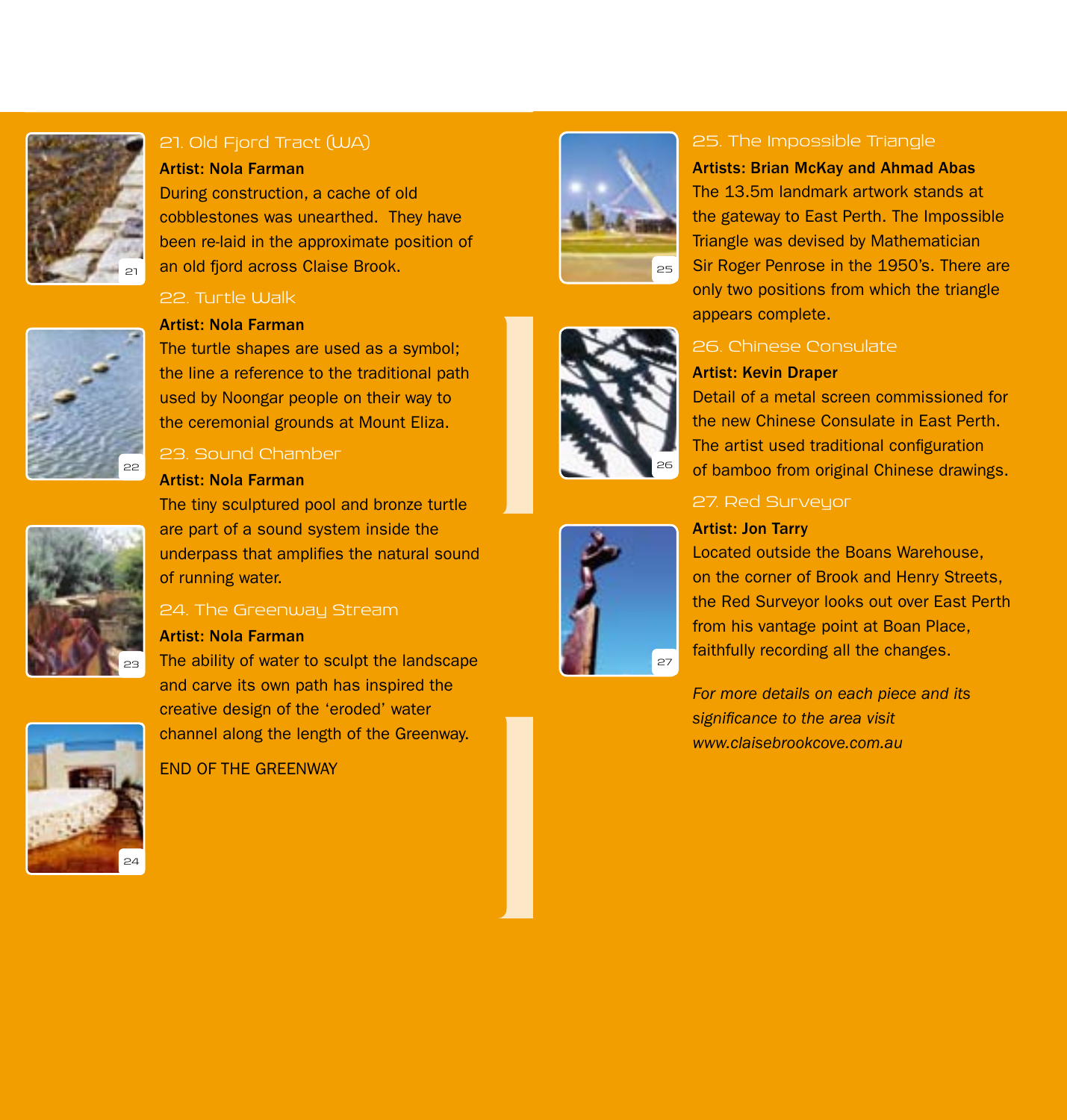## 21. Old Fjord Tract (WA)

**Artist: Nola Farman**

During construction, a cache of old cobblestones was unearthed. They have been re-laid in the approximate position of an old fjord across Claise Brook.

## 22. Turtle Walk

**Artist: Nola Farman**

The turtle shapes are used as a symbol; the line a reference to the traditional path used by Noongar people on their way to the ceremonial grounds at Mount Eliza.

## 23. Sound Chamber

**Artist: Nola Farman**

The tiny sculptured pool and bronze turtle are part of a sound system inside the underpass that amplifies the natural sound of running water.

## 24. The Greenway Stream

**Artist: Nola Farman**

The ability of water to sculpt the landscape and carve its own path has inspired the creative design of the 'eroded' water channel along the length of the Greenway.

END OF THE GREENWAY

## 25. The Impossible Triangle

**Artists: Brian McKay and Ahmad Abas**

The 13.5m landmark artwork stands at the gateway to East Perth. The Impossible Triangle was devised by Mathematician Sir Roger Penrose in the 1950's. There are only two positions from which the triangle appears complete.

## 26. Chinese Consulate

**Artist: Kevin Draper**

Detail of a metal screen commissioned for the new Chinese Consulate in East Perth. The artist used traditional configuration of bamboo from original Chinese drawings.

## 27. Red Surveyor

**Artist: Jon Tarry**

Located outside the Boans Warehouse, on the corner of Brook and Henry Streets, the Red Surveyor looks out over East Perth from his vantage point at Boan Place, faithfully recording all the changes.

*For more details on each piece and its significance to the area visit www.claisebrookcove.com.au*